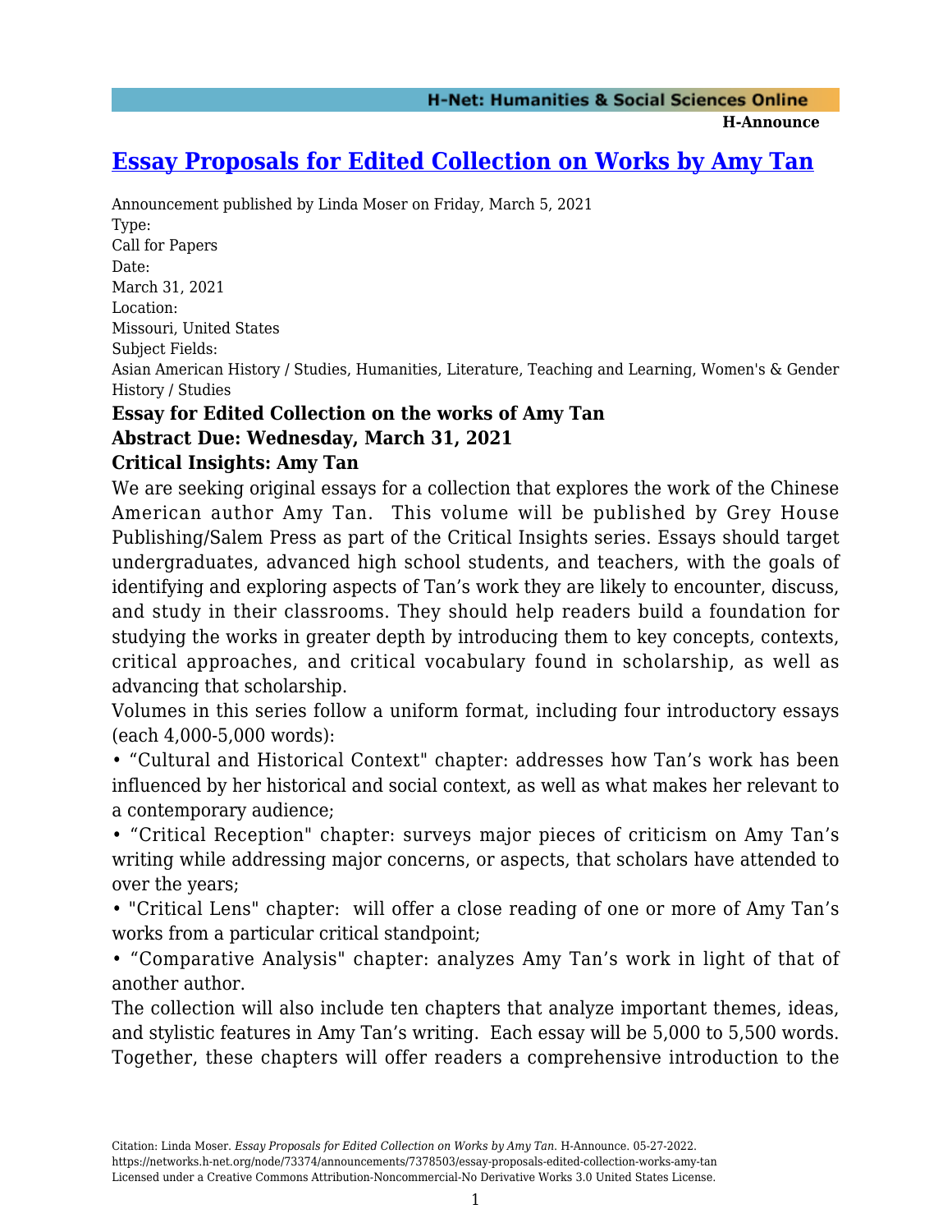# Essay Proposals for Edited Collection on Works by Amy Tan

Announcement published by Linda Moser on Friday, March 5, 2021

Type:
Call for Papers

Date:
March 31, 2021

Location:
Missouri, United States

Subject Fields:
Asian American History / Studies, Humanities, Literature, Teaching and Learning, Women's & Gender History / Studies

**Essay for Edited Collection on the works of Amy Tan**

**Abstract Due: Wednesday, March 31, 2021**

**Critical Insights: Amy Tan**

We are seeking original essays for a collection that explores the work of the Chinese American author Amy Tan. This volume will be published by Grey House Publishing/Salem Press as part of the Critical Insights series. Essays should target undergraduates, advanced high school students, and teachers, with the goals of identifying and exploring aspects of Tan's work they are likely to encounter, discuss, and study in their classrooms. They should help readers build a foundation for studying the works in greater depth by introducing them to key concepts, contexts, critical approaches, and critical vocabulary found in scholarship, as well as advancing that scholarship.

Volumes in this series follow a uniform format, including four introductory essays (each 4,000-5,000 words):

- "Cultural and Historical Context" chapter: addresses how Tan's work has been influenced by her historical and social context, as well as what makes her relevant to a contemporary audience;
- "Critical Reception" chapter: surveys major pieces of criticism on Amy Tan's writing while addressing major concerns, or aspects, that scholars have attended to over the years;
- "Critical Lens" chapter: will offer a close reading of one or more of Amy Tan's works from a particular critical standpoint;
- "Comparative Analysis" chapter: analyzes Amy Tan's work in light of that of another author.

The collection will also include ten chapters that analyze important themes, ideas, and stylistic features in Amy Tan's writing. Each essay will be 5,000 to 5,500 words. Together, these chapters will offer readers a comprehensive introduction to the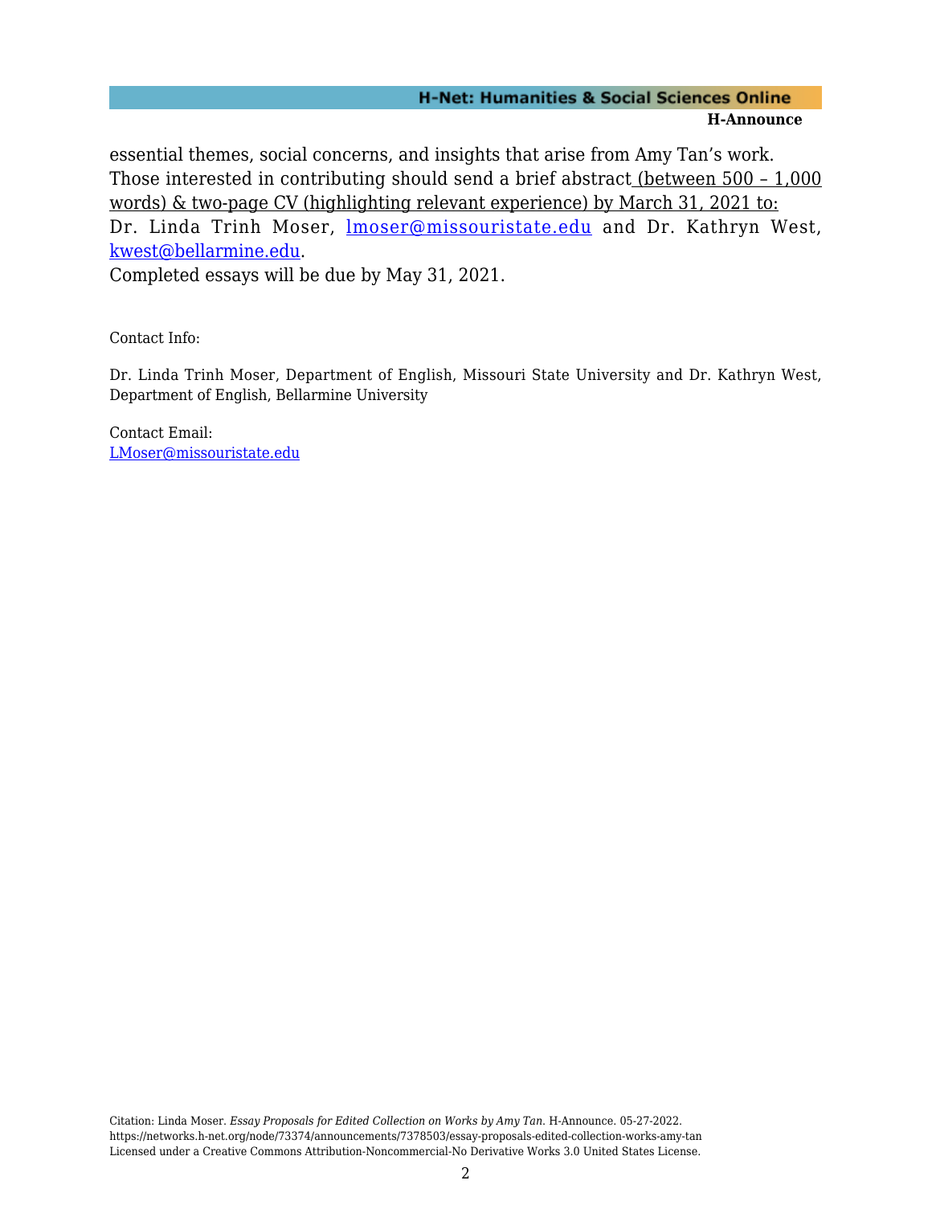essential themes, social concerns, and insights that arise from Amy Tan's work. Those interested in contributing should send a brief abstract (between 500 – 1,000 words) & two-page CV (highlighting relevant experience) by March 31, 2021 to: Dr. Linda Trinh Moser, lmoser@missouristate.edu and Dr. Kathryn West, kwest@bellarmine.edu.

Completed essays will be due by May 31, 2021.

Contact Info:

Dr. Linda Trinh Moser, Department of English, Missouri State University and Dr. Kathryn West, Department of English, Bellarmine University

Contact Email:
LMoser@missouristate.edu

Citation: Linda Moser. *Essay Proposals for Edited Collection on Works by Amy Tan*. H-Announce. 05-27-2022.
https://networks.h-net.org/node/73374/announcements/7378503/essay-proposals-edited-collection-works-amy-tan
Licensed under a Creative Commons Attribution-Noncommercial-No Derivative Works 3.0 United States License.